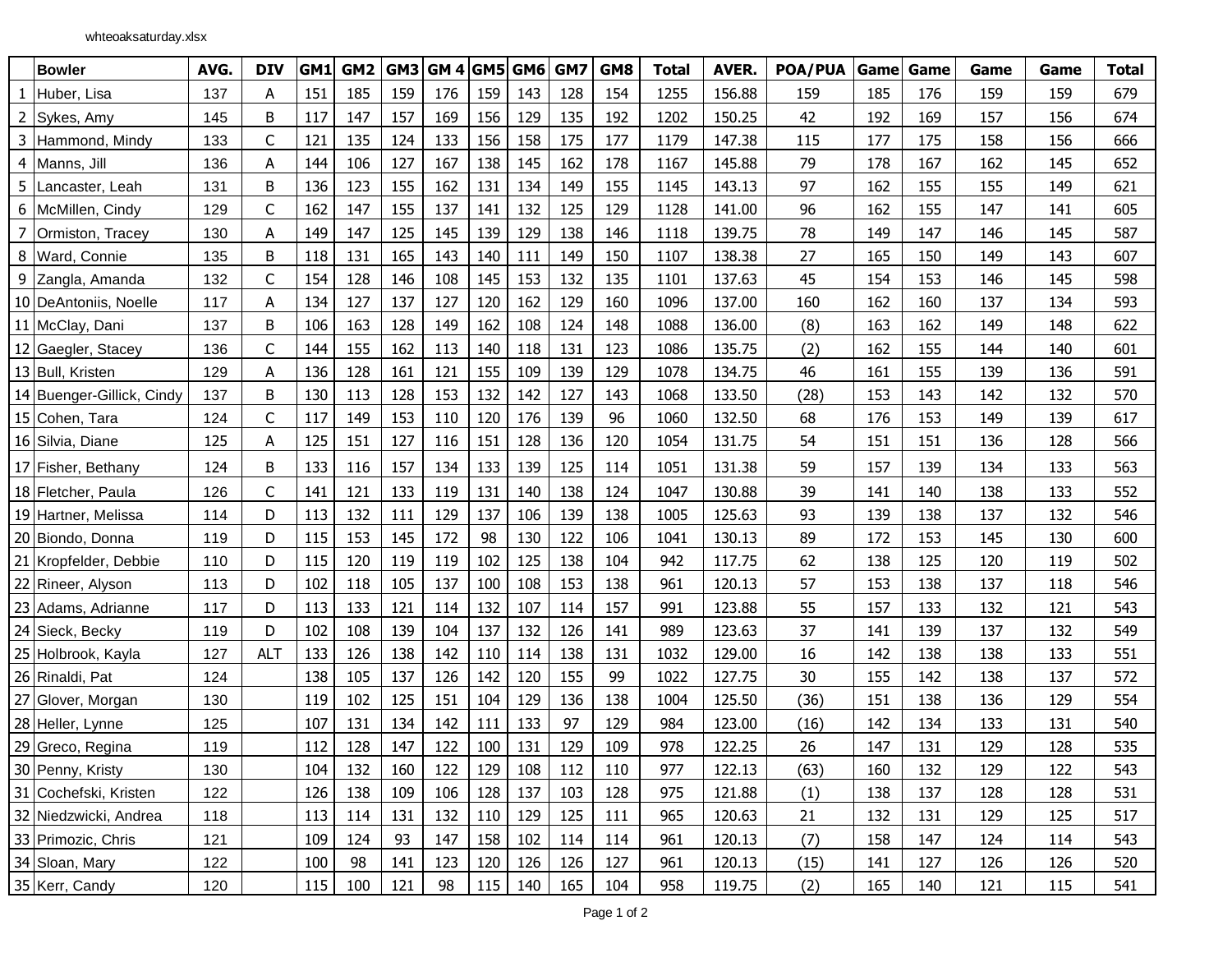whteoaksaturday.xlsx

| | Bowler | AVG. | DIV | GM1 | GM2 | GM3 | GM 4 | GM5 | GM6 | GM7 | GM8 | Total | AVER. | POA/PUA | Game | Game | Game | Game | Total |
|---|---|---|---|---|---|---|---|---|---|---|---|---|---|---|---|---|---|---|---|
| 1 | Huber, Lisa | 137 | A | 151 | 185 | 159 | 176 | 159 | 143 | 128 | 154 | 1255 | 156.88 | 159 | 185 | 176 | 159 | 159 | 679 |
| 2 | Sykes, Amy | 145 | B | 117 | 147 | 157 | 169 | 156 | 129 | 135 | 192 | 1202 | 150.25 | 42 | 192 | 169 | 157 | 156 | 674 |
| 3 | Hammond, Mindy | 133 | C | 121 | 135 | 124 | 133 | 156 | 158 | 175 | 177 | 1179 | 147.38 | 115 | 177 | 175 | 158 | 156 | 666 |
| 4 | Manns, Jill | 136 | A | 144 | 106 | 127 | 167 | 138 | 145 | 162 | 178 | 1167 | 145.88 | 79 | 178 | 167 | 162 | 145 | 652 |
| 5 | Lancaster, Leah | 131 | B | 136 | 123 | 155 | 162 | 131 | 134 | 149 | 155 | 1145 | 143.13 | 97 | 162 | 155 | 155 | 149 | 621 |
| 6 | McMillen, Cindy | 129 | C | 162 | 147 | 155 | 137 | 141 | 132 | 125 | 129 | 1128 | 141.00 | 96 | 162 | 155 | 147 | 141 | 605 |
| 7 | Ormiston, Tracey | 130 | A | 149 | 147 | 125 | 145 | 139 | 129 | 138 | 146 | 1118 | 139.75 | 78 | 149 | 147 | 146 | 145 | 587 |
| 8 | Ward, Connie | 135 | B | 118 | 131 | 165 | 143 | 140 | 111 | 149 | 150 | 1107 | 138.38 | 27 | 165 | 150 | 149 | 143 | 607 |
| 9 | Zangla, Amanda | 132 | C | 154 | 128 | 146 | 108 | 145 | 153 | 132 | 135 | 1101 | 137.63 | 45 | 154 | 153 | 146 | 145 | 598 |
| 10 | DeAntoniis, Noelle | 117 | A | 134 | 127 | 137 | 127 | 120 | 162 | 129 | 160 | 1096 | 137.00 | 160 | 162 | 160 | 137 | 134 | 593 |
| 11 | McClay, Dani | 137 | B | 106 | 163 | 128 | 149 | 162 | 108 | 124 | 148 | 1088 | 136.00 | (8) | 163 | 162 | 149 | 148 | 622 |
| 12 | Gaegler, Stacey | 136 | C | 144 | 155 | 162 | 113 | 140 | 118 | 131 | 123 | 1086 | 135.75 | (2) | 162 | 155 | 144 | 140 | 601 |
| 13 | Bull, Kristen | 129 | A | 136 | 128 | 161 | 121 | 155 | 109 | 139 | 129 | 1078 | 134.75 | 46 | 161 | 155 | 139 | 136 | 591 |
| 14 | Buenger-Gillick, Cindy | 137 | B | 130 | 113 | 128 | 153 | 132 | 142 | 127 | 143 | 1068 | 133.50 | (28) | 153 | 143 | 142 | 132 | 570 |
| 15 | Cohen, Tara | 124 | C | 117 | 149 | 153 | 110 | 120 | 176 | 139 | 96 | 1060 | 132.50 | 68 | 176 | 153 | 149 | 139 | 617 |
| 16 | Silvia, Diane | 125 | A | 125 | 151 | 127 | 116 | 151 | 128 | 136 | 120 | 1054 | 131.75 | 54 | 151 | 151 | 136 | 128 | 566 |
| 17 | Fisher, Bethany | 124 | B | 133 | 116 | 157 | 134 | 133 | 139 | 125 | 114 | 1051 | 131.38 | 59 | 157 | 139 | 134 | 133 | 563 |
| 18 | Fletcher, Paula | 126 | C | 141 | 121 | 133 | 119 | 131 | 140 | 138 | 124 | 1047 | 130.88 | 39 | 141 | 140 | 138 | 133 | 552 |
| 19 | Hartner, Melissa | 114 | D | 113 | 132 | 111 | 129 | 137 | 106 | 139 | 138 | 1005 | 125.63 | 93 | 139 | 138 | 137 | 132 | 546 |
| 20 | Biondo, Donna | 119 | D | 115 | 153 | 145 | 172 | 98 | 130 | 122 | 106 | 1041 | 130.13 | 89 | 172 | 153 | 145 | 130 | 600 |
| 21 | Kropfelder, Debbie | 110 | D | 115 | 120 | 119 | 119 | 102 | 125 | 138 | 104 | 942 | 117.75 | 62 | 138 | 125 | 120 | 119 | 502 |
| 22 | Rineer, Alyson | 113 | D | 102 | 118 | 105 | 137 | 100 | 108 | 153 | 138 | 961 | 120.13 | 57 | 153 | 138 | 137 | 118 | 546 |
| 23 | Adams, Adrianne | 117 | D | 113 | 133 | 121 | 114 | 132 | 107 | 114 | 157 | 991 | 123.88 | 55 | 157 | 133 | 132 | 121 | 543 |
| 24 | Sieck, Becky | 119 | D | 102 | 108 | 139 | 104 | 137 | 132 | 126 | 141 | 989 | 123.63 | 37 | 141 | 139 | 137 | 132 | 549 |
| 25 | Holbrook, Kayla | 127 | ALT | 133 | 126 | 138 | 142 | 110 | 114 | 138 | 131 | 1032 | 129.00 | 16 | 142 | 138 | 138 | 133 | 551 |
| 26 | Rinaldi, Pat | 124 | | 138 | 105 | 137 | 126 | 142 | 120 | 155 | 99 | 1022 | 127.75 | 30 | 155 | 142 | 138 | 137 | 572 |
| 27 | Glover, Morgan | 130 | | 119 | 102 | 125 | 151 | 104 | 129 | 136 | 138 | 1004 | 125.50 | (36) | 151 | 138 | 136 | 129 | 554 |
| 28 | Heller, Lynne | 125 | | 107 | 131 | 134 | 142 | 111 | 133 | 97 | 129 | 984 | 123.00 | (16) | 142 | 134 | 133 | 131 | 540 |
| 29 | Greco, Regina | 119 | | 112 | 128 | 147 | 122 | 100 | 131 | 129 | 109 | 978 | 122.25 | 26 | 147 | 131 | 129 | 128 | 535 |
| 30 | Penny, Kristy | 130 | | 104 | 132 | 160 | 122 | 129 | 108 | 112 | 110 | 977 | 122.13 | (63) | 160 | 132 | 129 | 122 | 543 |
| 31 | Cochefski, Kristen | 122 | | 126 | 138 | 109 | 106 | 128 | 137 | 103 | 128 | 975 | 121.88 | (1) | 138 | 137 | 128 | 128 | 531 |
| 32 | Niedzwicki, Andrea | 118 | | 113 | 114 | 131 | 132 | 110 | 129 | 125 | 111 | 965 | 120.63 | 21 | 132 | 131 | 129 | 125 | 517 |
| 33 | Primozic, Chris | 121 | | 109 | 124 | 93 | 147 | 158 | 102 | 114 | 114 | 961 | 120.13 | (7) | 158 | 147 | 124 | 114 | 543 |
| 34 | Sloan, Mary | 122 | | 100 | 98 | 141 | 123 | 120 | 126 | 126 | 127 | 961 | 120.13 | (15) | 141 | 127 | 126 | 126 | 520 |
| 35 | Kerr, Candy | 120 | | 115 | 100 | 121 | 98 | 115 | 140 | 165 | 104 | 958 | 119.75 | (2) | 165 | 140 | 121 | 115 | 541 |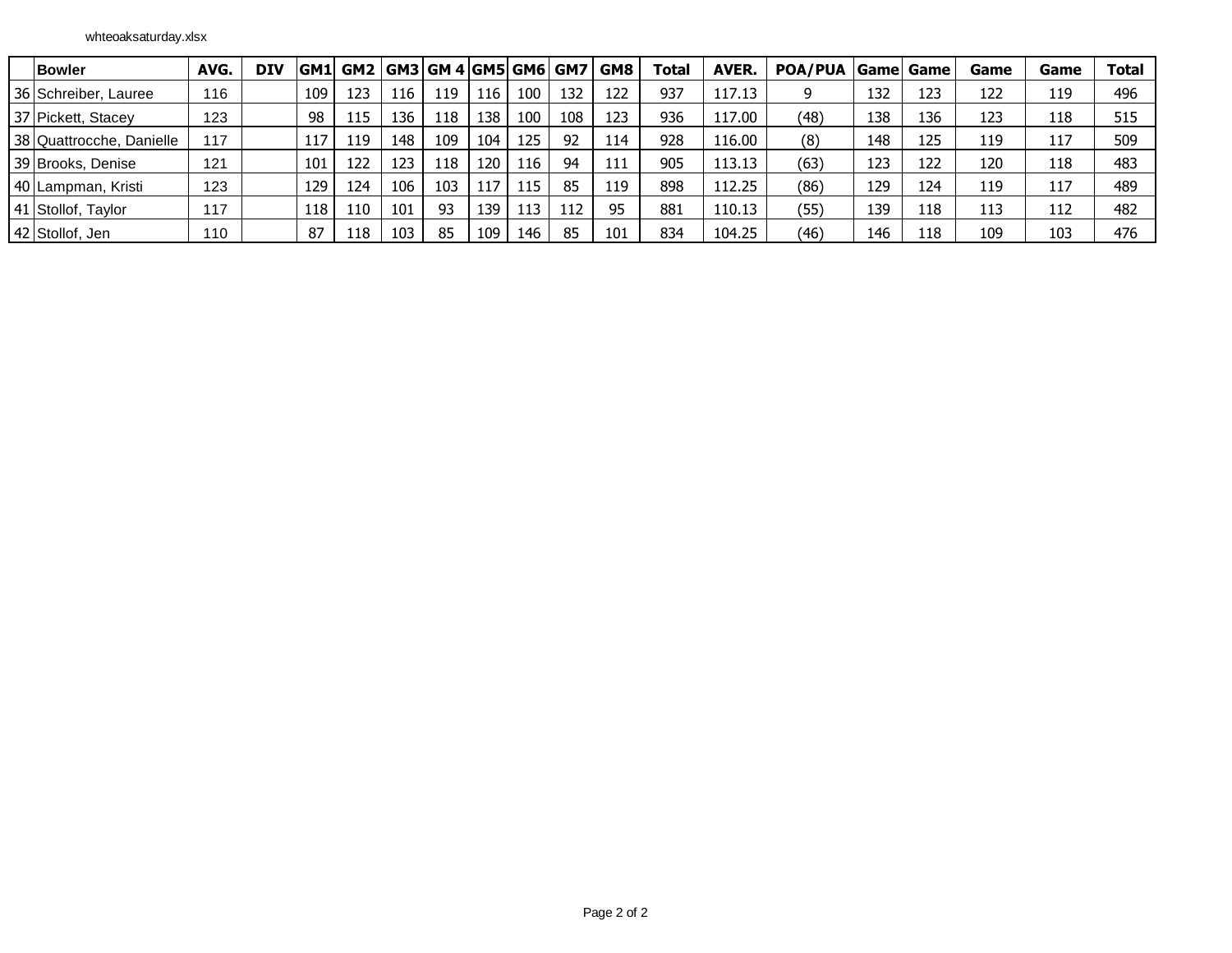whteoaksaturday.xlsx

| | Bowler | AVG. | DIV | GM1 | GM2 | GM3 | GM 4 | GM5 | GM6 | GM7 | GM8 | Total | AVER. | POA/PUA | Game | Game | Game | Game | Total |
|---|---|---|---|---|---|---|---|---|---|---|---|---|---|---|---|---|---|---|---|
| 36 | Schreiber, Lauree | 116 | | 109 | 123 | 116 | 119 | 116 | 100 | 132 | 122 | 937 | 117.13 | 9 | 132 | 123 | 122 | 119 | 496 |
| 37 | Pickett, Stacey | 123 | | 98 | 115 | 136 | 118 | 138 | 100 | 108 | 123 | 936 | 117.00 | (48) | 138 | 136 | 123 | 118 | 515 |
| 38 | Quattrocche, Danielle | 117 | | 117 | 119 | 148 | 109 | 104 | 125 | 92 | 114 | 928 | 116.00 | (8) | 148 | 125 | 119 | 117 | 509 |
| 39 | Brooks, Denise | 121 | | 101 | 122 | 123 | 118 | 120 | 116 | 94 | 111 | 905 | 113.13 | (63) | 123 | 122 | 120 | 118 | 483 |
| 40 | Lampman, Kristi | 123 | | 129 | 124 | 106 | 103 | 117 | 115 | 85 | 119 | 898 | 112.25 | (86) | 129 | 124 | 119 | 117 | 489 |
| 41 | Stollof, Taylor | 117 | | 118 | 110 | 101 | 93 | 139 | 113 | 112 | 95 | 881 | 110.13 | (55) | 139 | 118 | 113 | 112 | 482 |
| 42 | Stollof, Jen | 110 | | 87 | 118 | 103 | 85 | 109 | 146 | 85 | 101 | 834 | 104.25 | (46) | 146 | 118 | 109 | 103 | 476 |